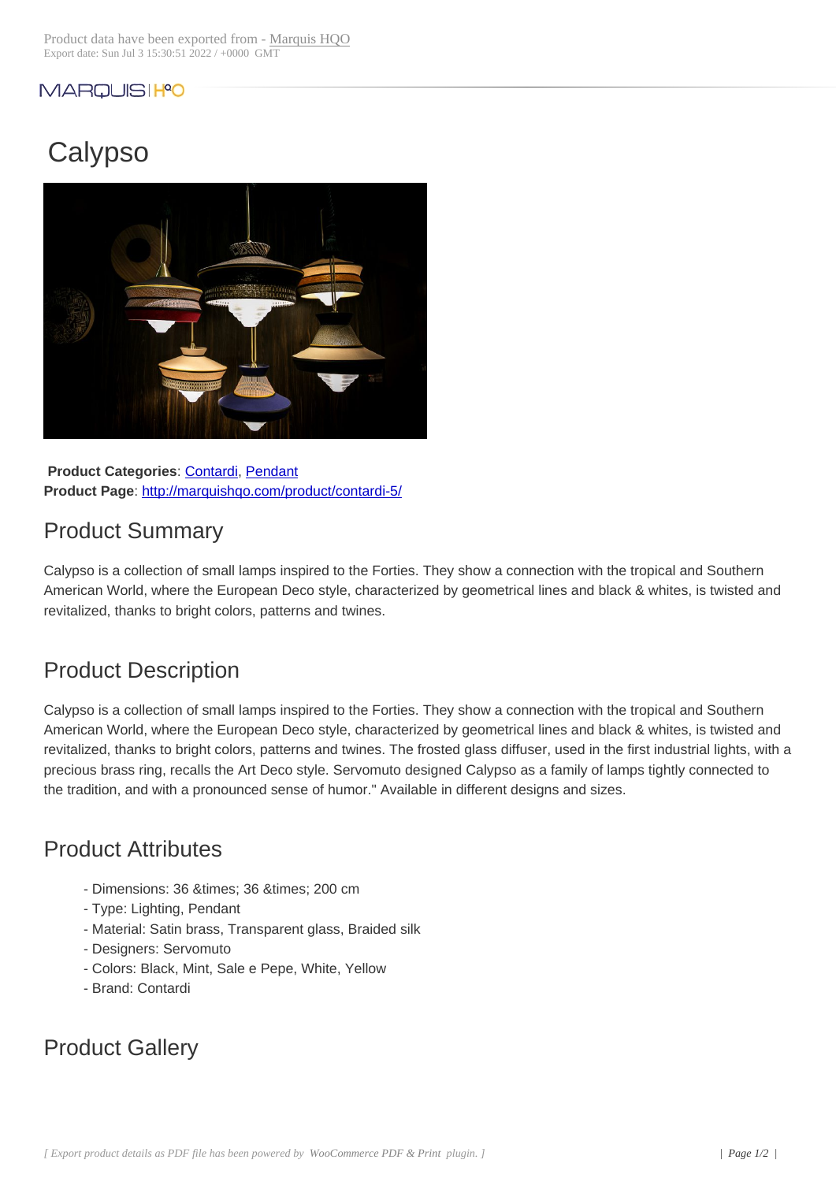Product data have been exported from - Marquis HQO
Export date: Sun Jul 3 15:30:51 2022 / +0000 GMT

# Calypso

**Product Categories**: Contardi, Pendant
**Product Page**: http://marquishqo.com/product/contardi-5/

## Product Summary

Calypso is a collection of small lamps inspired to the Forties. They show a connection with the tropical and Southern American World, where the European Deco style, characterized by geometrical lines and black & whites, is twisted and revitalized, thanks to bright colors, patterns and twines.

## Product Description

Calypso is a collection of small lamps inspired to the Forties. They show a connection with the tropical and Southern American World, where the European Deco style, characterized by geometrical lines and black & whites, is twisted and revitalized, thanks to bright colors, patterns and twines. The frosted glass diffuser, used in the first industrial lights, with a precious brass ring, recalls the Art Deco style. Servomuto designed Calypso as a family of lamps tightly connected to the tradition, and with a pronounced sense of humor." Available in different designs and sizes.

## Product Attributes

- Dimensions: 36 &times; 36 &times; 200 cm
- Type: Lighting, Pendant
- Material: Satin brass, Transparent glass, Braided silk
- Designers: Servomuto
- Colors: Black, Mint, Sale e Pepe, White, Yellow
- Brand: Contardi

## Product Gallery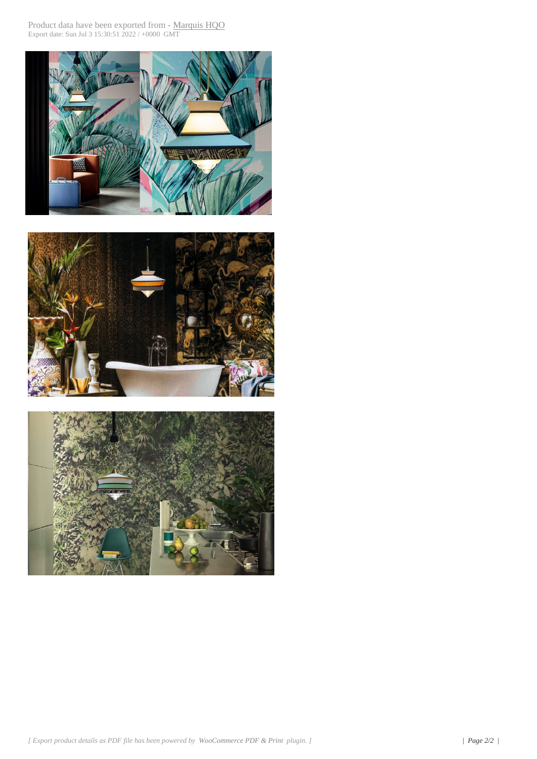Product data have been exported from - Marquis HQO
Export date: Sun Jul 3 15:30:51 2022 / +0000 GMT

[ Export product details as PDF file has been powered by WooCommerce PDF & Print plugin. ]